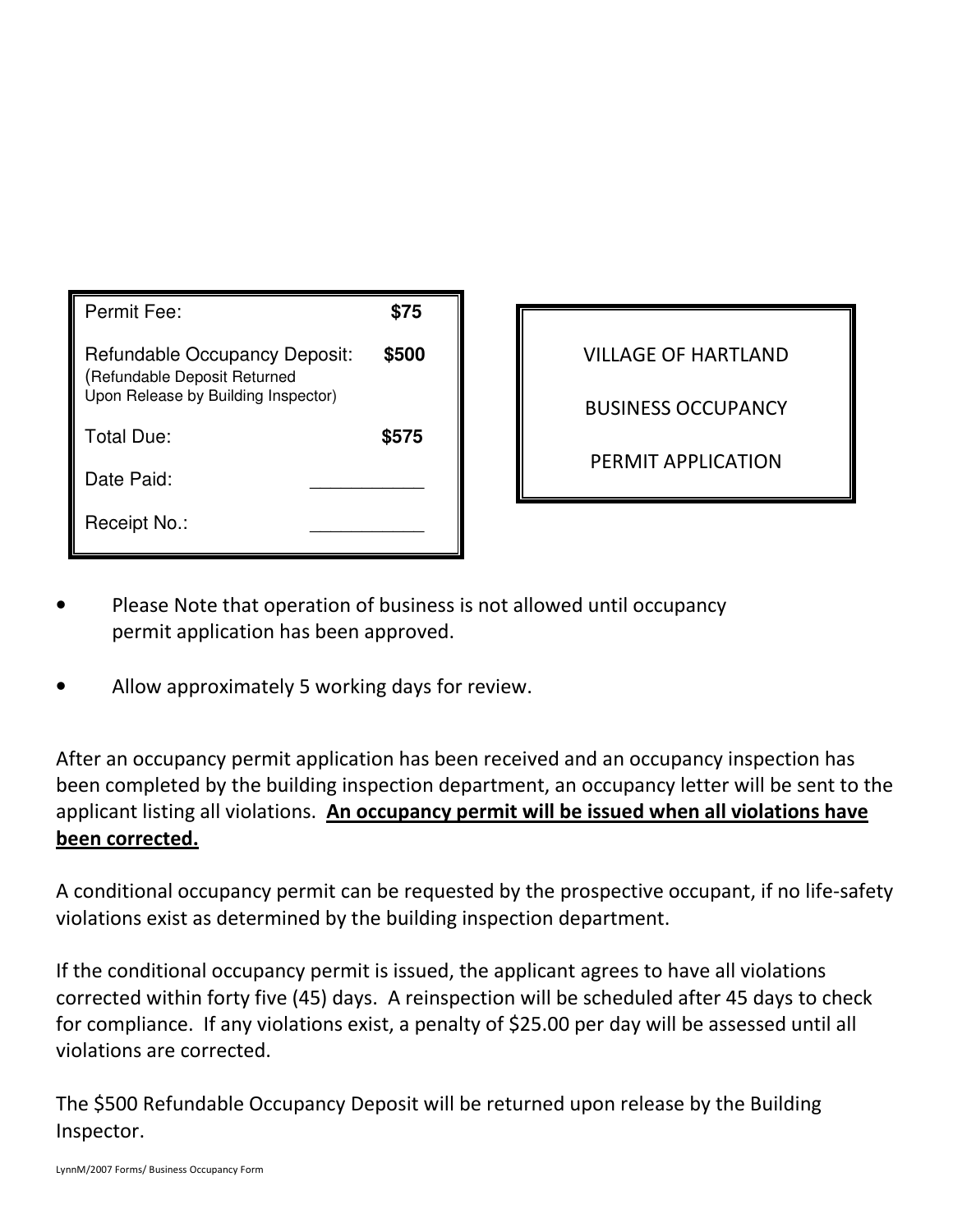# VILLAGE OF HARTLAND

# BUSINESS OCCUPANCY

# PERMIT APPLICATION

| | |
|---|---|
| Permit Fee: | **$75** |
| Refundable Occupancy Deposit: (Refundable Deposit Returned Upon Release by Building Inspector) | **$500** |
| Total Due: | **$575** |
| Date Paid: | ___________ |
| Receipt No.: | ___________ |

- Please Note that operation of business is not allowed until occupancy permit application has been approved.
- Allow approximately 5 working days for review.

After an occupancy permit application has been received and an occupancy inspection has been completed by the building inspection department, an occupancy letter will be sent to the applicant listing all violations. **An occupancy permit will be issued when all violations have been corrected.**

A conditional occupancy permit can be requested by the prospective occupant, if no life-safety violations exist as determined by the building inspection department.

If the conditional occupancy permit is issued, the applicant agrees to have all violations corrected within forty five (45) days. A reinspection will be scheduled after 45 days to check for compliance. If any violations exist, a penalty of $25.00 per day will be assessed until all violations are corrected.

The $500 Refundable Occupancy Deposit will be returned upon release by the Building Inspector.

LynnM/2007 Forms/ Business Occupancy Form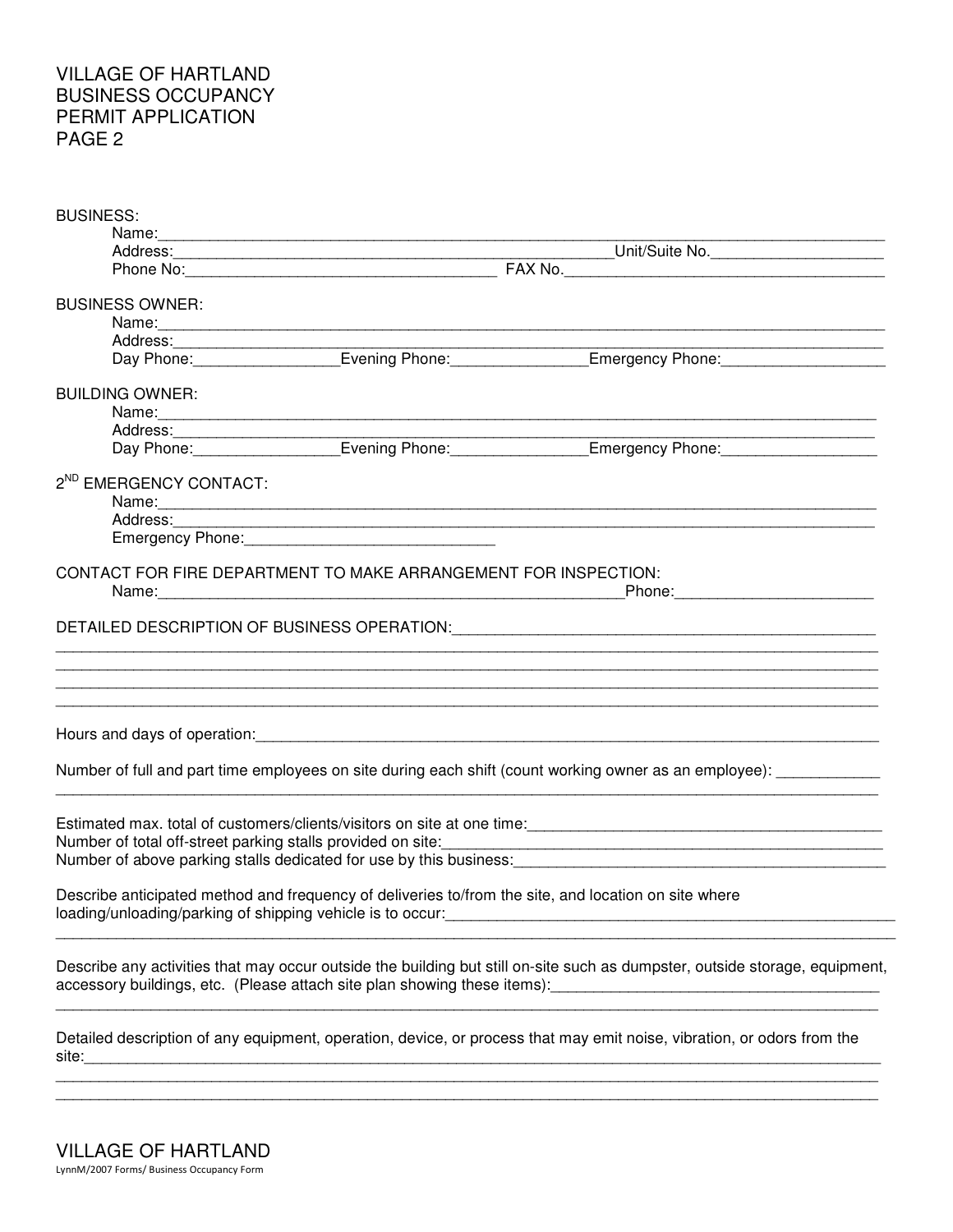VILLAGE OF HARTLAND
BUSINESS OCCUPANCY
PERMIT APPLICATION
PAGE 2

BUSINESS:

Name:____________________________________________________________________________

Address:_____________________________________________________Unit/Suite No.___________________

Phone No:____________________________________ FAX No.___________________________________

BUSINESS OWNER:

Name:____________________________________________________________________________

Address:__________________________________________________________________________

Day Phone:_________________Evening Phone:________________Emergency Phone:___________________

BUILDING OWNER:

Name:____________________________________________________________________________

Address:__________________________________________________________________________

Day Phone:_________________Evening Phone:________________Emergency Phone:__________________

2ND EMERGENCY CONTACT:

Name:____________________________________________________________________________

Address:__________________________________________________________________________

Emergency Phone:_____________________________

CONTACT FOR FIRE DEPARTMENT TO MAKE ARRANGEMENT FOR INSPECTION:

Name:_________________________________________________________Phone:_______________________

DETAILED DESCRIPTION OF BUSINESS OPERATION:__________________________________________________

_____________________________________________________________________________________________

_____________________________________________________________________________________________

_____________________________________________________________________________________________

_____________________________________________________________________________________________

Hours and days of operation:___________________________________________________________________

Number of full and part time employees on site during each shift (count working owner as an employee): ____________

_____________________________________________________________________________________________

Estimated max. total of customers/clients/visitors on site at one time:__________________________________________

Number of total off-street parking stalls provided on site:_____________________________________________________

Number of above parking stalls dedicated for use by this business:_____________________________________________

Describe anticipated method and frequency of deliveries to/from the site, and location on site where loading/unloading/parking of shipping vehicle is to occur:_____________________________________________________

_____________________________________________________________________________________________

Describe any activities that may occur outside the building but still on-site such as dumpster, outside storage, equipment, accessory buildings, etc. (Please attach site plan showing these items):_______________________________________

_____________________________________________________________________________________________

Detailed description of any equipment, operation, device, or process that may emit noise, vibration, or odors from the site:__________________________________________________________________________________________

_____________________________________________________________________________________________

_____________________________________________________________________________________________

VILLAGE OF HARTLAND

LynnM/2007 Forms/ Business Occupancy Form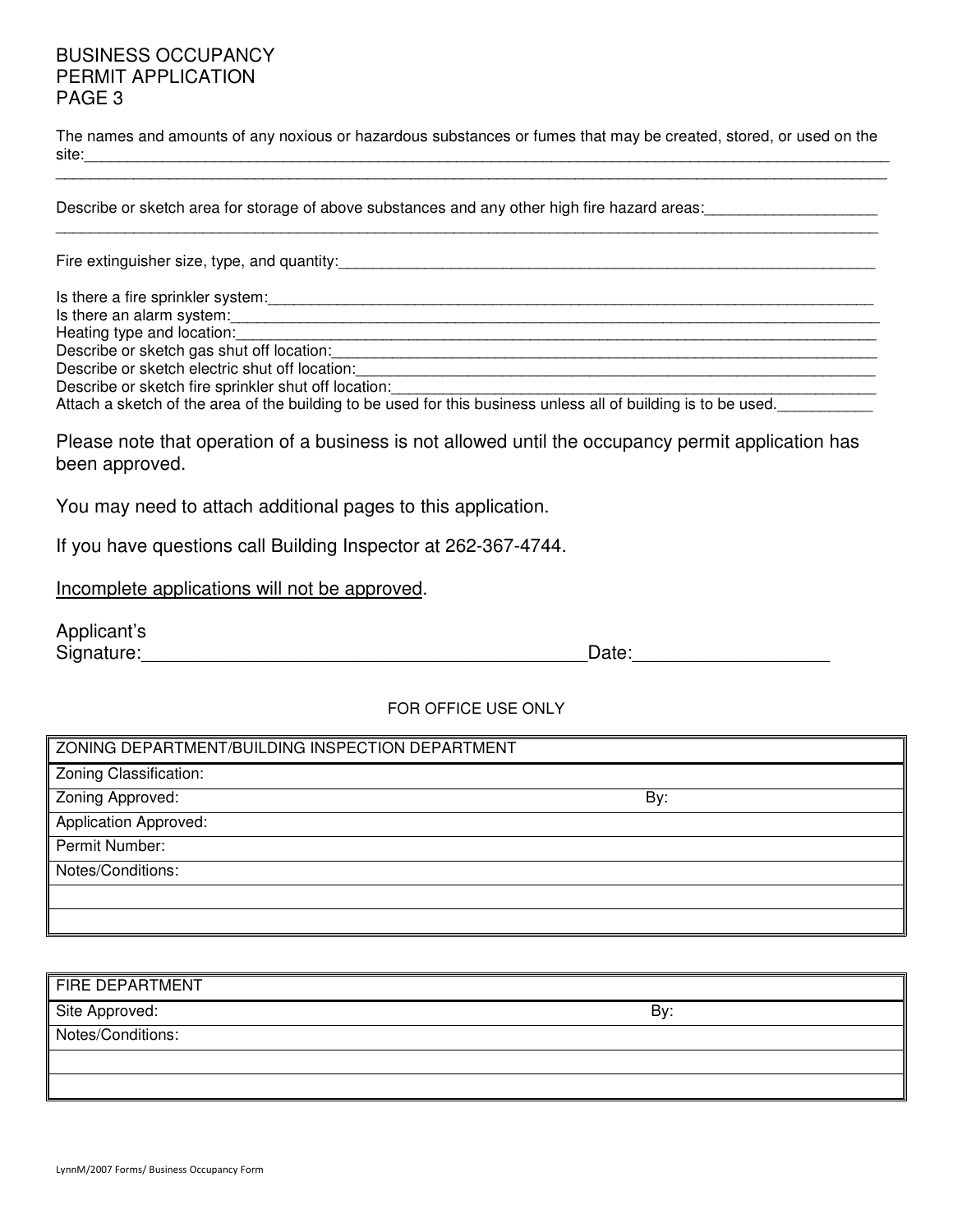BUSINESS OCCUPANCY
PERMIT APPLICATION
PAGE 3

The names and amounts of any noxious or hazardous substances or fumes that may be created, stored, or used on the site:____________________________________________________________________________________________
____________________________________________________________________________________________

Describe or sketch area for storage of above substances and any other high fire hazard areas:____________________
____________________________________________________________________________________________

Fire extinguisher size, type, and quantity:_________________________________________________________________

Is there a fire sprinkler system:_________________________________________________________________________
Is there an alarm system:______________________________________________________________________________
Heating type and location:_____________________________________________________________________________
Describe or sketch gas shut off location:_________________________________________________________________
Describe or sketch electric shut off location:______________________________________________________________
Describe or sketch fire sprinkler shut off location:__________________________________________________________
Attach a sketch of the area of the building to be used for this business unless all of building is to be used.___________

Please note that operation of a business is not allowed until the occupancy permit application has been approved.

You may need to attach additional pages to this application.

If you have questions call Building Inspector at 262-367-4744.

<u>Incomplete applications will not be approved</u>.

Applicant's Signature:____________________________________________Date:___________________

FOR OFFICE USE ONLY

| ZONING DEPARTMENT/BUILDING INSPECTION DEPARTMENT | |
|---|---|
| Zoning Classification: | |
| Zoning Approved: | By: |
| Application Approved: | |
| Permit Number: | |
| Notes/Conditions: | |
| | |
| | |

| FIRE DEPARTMENT | |
|---|---|
| Site Approved: | By: |
| Notes/Conditions: | |
| | |
| | |

LynnM/2007 Forms/ Business Occupancy Form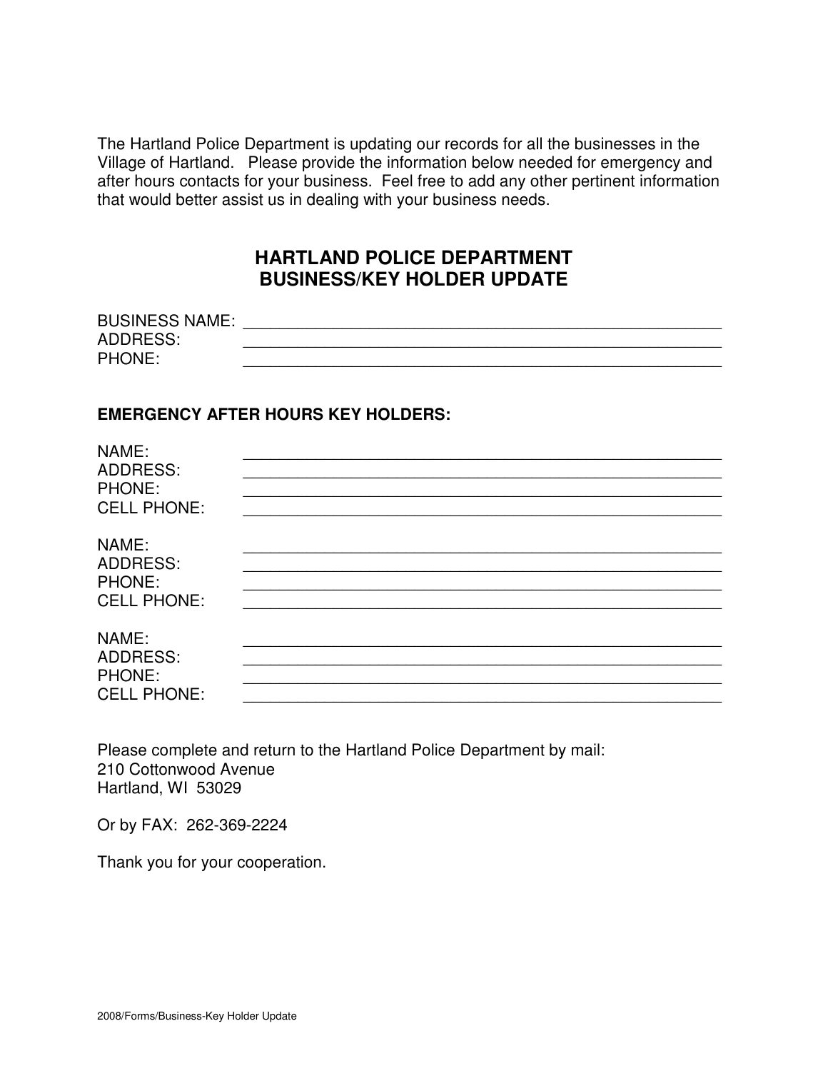The Hartland Police Department is updating our records for all the businesses in the Village of Hartland. Please provide the information below needed for emergency and after hours contacts for your business. Feel free to add any other pertinent information that would better assist us in dealing with your business needs.

## HARTLAND POLICE DEPARTMENT
## BUSINESS/KEY HOLDER UPDATE

BUSINESS NAME: ________________________________________________
ADDRESS: ________________________________________________
PHONE: ________________________________________________

**EMERGENCY AFTER HOURS KEY HOLDERS:**

NAME: ________________________________________________
ADDRESS: ________________________________________________
PHONE: ________________________________________________
CELL PHONE: ________________________________________________

NAME: ________________________________________________
ADDRESS: ________________________________________________
PHONE: ________________________________________________
CELL PHONE: ________________________________________________

NAME: ________________________________________________
ADDRESS: ________________________________________________
PHONE: ________________________________________________
CELL PHONE: ________________________________________________

Please complete and return to the Hartland Police Department by mail:
210 Cottonwood Avenue
Hartland, WI 53029

Or by FAX: 262-369-2224

Thank you for your cooperation.

2008/Forms/Business-Key Holder Update